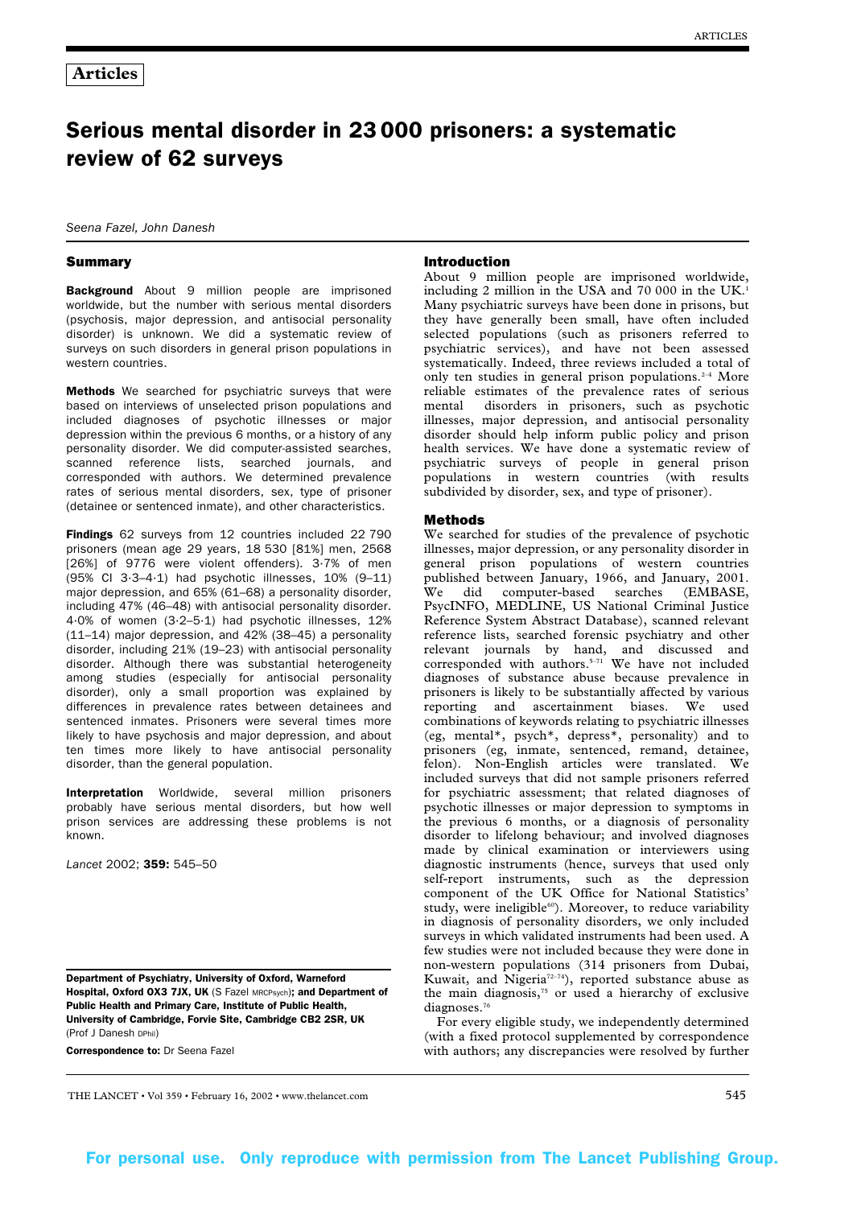**Articles**

# Serious mental disorder in 23 000 prisoners: a systematic review of 62 surveys

*Seena Fazel, John Danesh*

## Summary

**Background** About 9 million people are imprisoned worldwide, but the number with serious mental disorders (psychosis, major depression, and antisocial personality disorder) is unknown. We did a systematic review of surveys on such disorders in general prison populations in western countries.

**Methods** We searched for psychiatric surveys that were based on interviews of unselected prison populations and included diagnoses of psychotic illnesses or major depression within the previous 6 months, or a history of any personality disorder. We did computer-assisted searches, scanned reference lists, searched journals, and corresponded with authors. We determined prevalence rates of serious mental disorders, sex, type of prisoner (detainee or sentenced inmate), and other characteristics.

**Findings** 62 surveys from 12 countries included 22 790 prisoners (mean age 29 years, 18 530 [81%] men, 2568 [26%] of 9776 were violent offenders). 3·7% of men (95% CI 3·3–4·1) had psychotic illnesses, 10% (9–11) major depression, and 65% (61–68) a personality disorder, including 47% (46–48) with antisocial personality disorder. 4·0% of women (3·2–5·1) had psychotic illnesses, 12% (11–14) major depression, and 42% (38–45) a personality disorder, including 21% (19–23) with antisocial personality disorder. Although there was substantial heterogeneity among studies (especially for antisocial personality disorder), only a small proportion was explained by differences in prevalence rates between detainees and sentenced inmates. Prisoners were several times more likely to have psychosis and major depression, and about ten times more likely to have antisocial personality disorder, than the general population.

**Interpretation** Worldwide, several million prisoners probably have serious mental disorders, but how well prison services are addressing these problems is not known.

*Lancet* 2002; **359:** 545–50

**Department of Psychiatry, University of Oxford, Warneford Hospital, Oxford OX3 7JX, UK** (S Fazel MRCPsych)**; and Department of Public Health and Primary Care, Institute of Public Health, University of Cambridge, Forvie Site, Cambridge CB2 2SR, UK** (Prof J Danesh DPhil)

**Correspondence to:** Dr Seena Fazel

## Introduction

About 9 million people are imprisoned worldwide, including 2 million in the USA and 70 000 in the UK.[1] Many psychiatric surveys have been done in prisons, but they have generally been small, have often included selected populations (such as prisoners referred to psychiatric services), and have not been assessed systematically. Indeed, three reviews included a total of only ten studies in general prison populations.[2–4] More reliable estimates of the prevalence rates of serious mental disorders in prisoners, such as psychotic illnesses, major depression, and antisocial personality disorder should help inform public policy and prison health services. We have done a systematic review of psychiatric surveys of people in general prison populations in western countries (with results subdivided by disorder, sex, and type of prisoner).

## Methods

We searched for studies of the prevalence of psychotic illnesses, major depression, or any personality disorder in general prison populations of western countries published between January, 1966, and January, 2001. We did computer-based searches (EMBASE, PsycINFO, MEDLINE, US National Criminal Justice Reference System Abstract Database), scanned relevant reference lists, searched forensic psychiatry and other relevant journals by hand, and discussed and corresponded with authors.[5–71] We have not included diagnoses of substance abuse because prevalence in prisoners is likely to be substantially affected by various reporting and ascertainment biases. We used combinations of keywords relating to psychiatric illnesses (eg, mental*, psych*, depress*, personality) and to prisoners (eg, inmate, sentenced, remand, detainee, felon). Non-English articles were translated. We included surveys that did not sample prisoners referred for psychiatric assessment; that related diagnoses of psychotic illnesses or major depression to symptoms in the previous 6 months, or a diagnosis of personality disorder to lifelong behaviour; and involved diagnoses made by clinical examination or interviewers using diagnostic instruments (hence, surveys that used only self-report instruments, such as the depression component of the UK Office for National Statistics' study, were ineligible[60]). Moreover, to reduce variability in diagnosis of personality disorders, we only included surveys in which validated instruments had been used. A few studies were not included because they were done in non-western populations (314 prisoners from Dubai, Kuwait, and Nigeria[72–74]), reported substance abuse as the main diagnosis,[75] or used a hierarchy of exclusive diagnoses.[76]

For every eligible study, we independently determined (with a fixed protocol supplemented by correspondence with authors; any discrepancies were resolved by further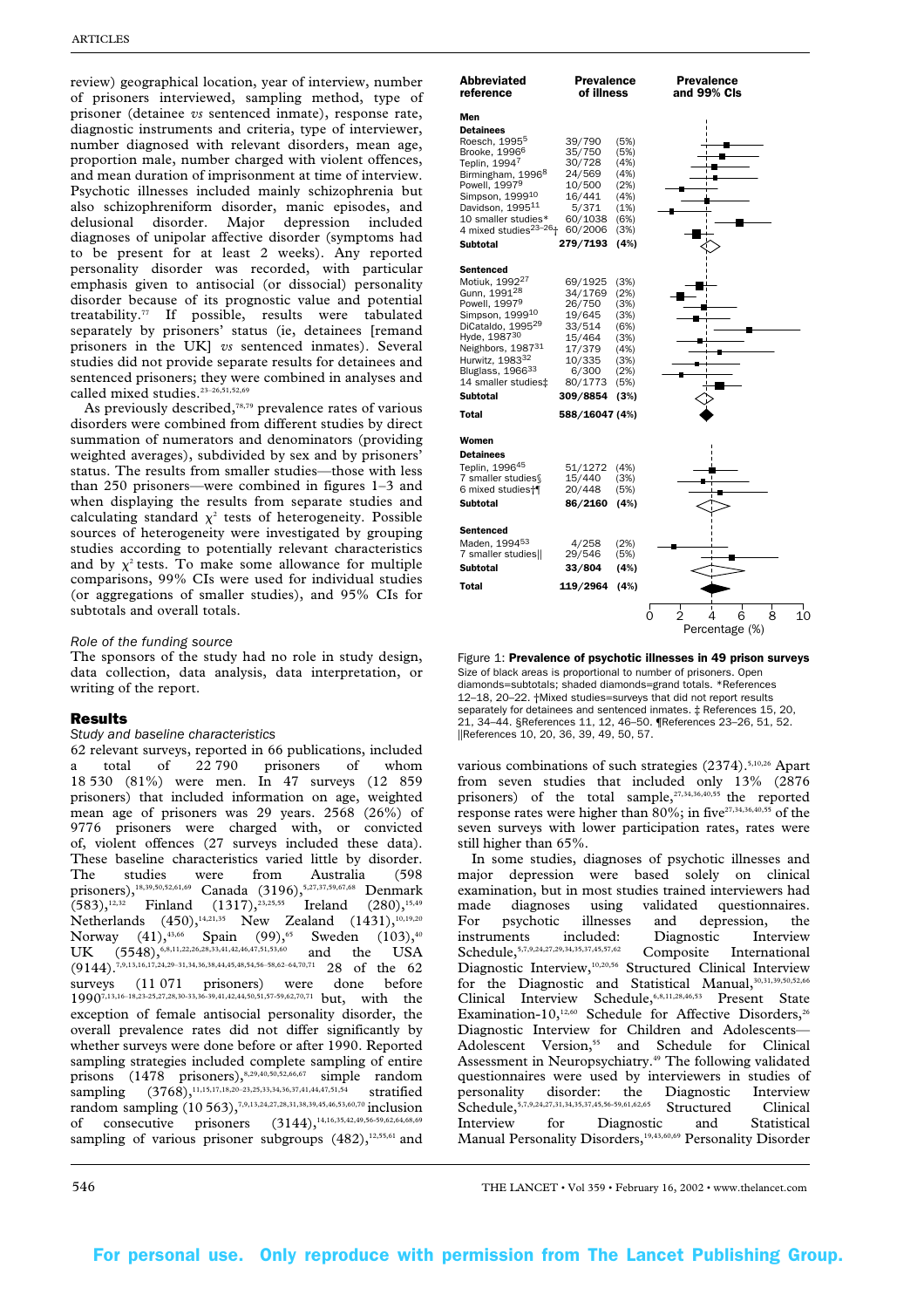review) geographical location, year of interview, number of prisoners interviewed, sampling method, type of prisoner (detainee *vs* sentenced inmate), response rate, diagnostic instruments and criteria, type of interviewer, number diagnosed with relevant disorders, mean age, proportion male, number charged with violent offences, and mean duration of imprisonment at time of interview. Psychotic illnesses included mainly schizophrenia but also schizophreniform disorder, manic episodes, and delusional disorder. Major depression included diagnoses of unipolar affective disorder (symptoms had to be present for at least 2 weeks). Any reported personality disorder was recorded, with particular emphasis given to antisocial (or dissocial) personality disorder because of its prognostic value and potential treatability.[77] If possible, results were tabulated separately by prisoners' status (ie, detainees [remand prisoners in the UK] *vs* sentenced inmates). Several studies did not provide separate results for detainees and sentenced prisoners; they were combined in analyses and called mixed studies.[23–26,51,52,69]

As previously described,[78,79] prevalence rates of various disorders were combined from different studies by direct summation of numerators and denominators (providing weighted averages), subdivided by sex and by prisoners' status. The results from smaller studies—those with less than 250 prisoners—were combined in figures 1–3 and when displaying the results from separate studies and calculating standard $\chi^2$ tests of heterogeneity. Possible sources of heterogeneity were investigated by grouping studies according to potentially relevant characteristics and by $\chi^2$ tests. To make some allowance for multiple comparisons, 99% CIs were used for individual studies (or aggregations of smaller studies), and 95% CIs for subtotals and overall totals.

*Role of the funding source*

The sponsors of the study had no role in study design, data collection, data analysis, data interpretation, or writing of the report.

## Results

*Study and baseline characteristics*

62 relevant surveys, reported in 66 publications, included a total of 22 790 prisoners of whom 18 530 (81%) were men. In 47 surveys (12 859 prisoners) that included information on age, weighted mean age of prisoners was 29 years. 2568 (26%) of 9776 prisoners were charged with, or convicted of, violent offences (27 surveys included these data). These baseline characteristics varied little by disorder. The studies were from Australia (598 prisoners),[18,39,50,52,61,69] Canada (3196),[5,27,37,59,67,68] Denmark (583),[12,32] Finland (1317),[23,25,55] Ireland (280),[15,49] Netherlands (450),[14,21,35] New Zealand (1431),[10,19,20] Norway (41),[43,66] Spain (99),[65] Sweden (103),[40] UK (5548),[6,8,11,22,26,28,33,41,42,46,47,51,53,60] and the USA (9144).[7,9,13,16,17,24,29–31,34,36,38,44,45,48,54,56–58,62–64,70,71] 28 of the 62 surveys (11 071 prisoners) were done before 1990[7,13,16–18,23–25,27,28,30–33,36–39,41,42,44,50,51,57–59,62,70,71] but, with the exception of female antisocial personality disorder, the overall prevalence rates did not differ significantly by whether surveys were done before or after 1990. Reported sampling strategies included complete sampling of entire prisons (1478 prisoners),[8,29,40,50,52,66,67] simple random sampling (3768),[11,15,17,18,20–23,25,33,34,36,37,41,44,47,51,54] stratified random sampling (10 563),[7,9,13,24,27,28,31,38,39,45,46,53,60,70] inclusion of consecutive prisoners (3144),[14,16,35,42,49,56–59,62,64,68,69] sampling of various prisoner subgroups (482),[12,55,61] and various combinations of such strategies (2374).[5,10,26] Apart from seven studies that included only 13% (2876 prisoners) of the total sample,[27,34,36,40,55] the reported response rates were higher than 80%; in five[27,34,36,40,55] of the seven surveys with lower participation rates, rates were still higher than 65%.

In some studies, diagnoses of psychotic illnesses and major depression were based solely on clinical examination, but in most studies trained interviewers had made diagnoses using validated questionnaires. For psychotic illnesses and depression, the instruments included: Diagnostic Interview Schedule,[5,7,9,24,27,29,34,35,37,45,57,62] Composite International Diagnostic Interview,[10,20,56] Structured Clinical Interview for the Diagnostic and Statistical Manual,[30,31,39,50,52,66] Clinical Interview Schedule,[6,8,11,28,46,53] Present State Examination-10,[12,60] Schedule for Affective Disorders,[26] Diagnostic Interview for Children and Adolescents—Adolescent Version,[55] and Schedule for Clinical Assessment in Neuropsychiatry.[49] The following validated questionnaires were used by interviewers in studies of personality disorder: the Diagnostic Interview Schedule,[5,7,9,24,27,31,34,35,37,45,56–59,61,62,65] Structured Clinical Interview for Diagnostic and Statistical Manual Personality Disorders,[19,43,60,69] Personality Disorder

| Abbreviated reference | Prevalence of illness | |
|---|---|---|
| **Men** | | |
| **Detainees** | | |
| Roesch, 1995[5] | 39/790 | (5%) |
| Brooke, 1996[6] | 35/750 | (5%) |
| Teplin, 1994[7] | 30/728 | (4%) |
| Birmingham, 1996[8] | 24/569 | (4%) |
| Powell, 1997[9] | 10/500 | (2%) |
| Simpson, 1999[10] | 16/441 | (4%) |
| Davidson, 1995[11] | 5/371 | (1%) |
| 10 smaller studies* | 60/1038 | (6%) |
| 4 mixed studies[23–26]† | 60/2006 | (3%) |
| **Subtotal** | **279/7193** | **(4%)** |
| **Sentenced** | | |
| Motiuk, 1992[27] | 69/1925 | (3%) |
| Gunn, 1991[28] | 34/1769 | (2%) |
| Powell, 1997[9] | 26/750 | (3%) |
| Simpson, 1999[10] | 19/645 | (3%) |
| DiCataldo, 1995[29] | 33/514 | (6%) |
| Hyde, 1987[30] | 15/464 | (3%) |
| Neighbors, 1987[31] | 17/379 | (4%) |
| Hurwitz, 1983[32] | 10/335 | (3%) |
| Bluglass, 1966[33] | 6/300 | (2%) |
| 14 smaller studies‡ | 80/1773 | (5%) |
| **Subtotal** | **309/8854** | **(3%)** |
| **Total** | **588/16047** | **(4%)** |
| **Women** | | |
| **Detainees** | | |
| Teplin, 1996[45] | 51/1272 | (4%) |
| 7 smaller studies§ | 15/440 | (3%) |
| 6 mixed studies†¶ | 20/448 | (5%) |
| **Subtotal** | **86/2160** | **(4%)** |
| **Sentenced** | | |
| Maden, 1994[53] | 4/258 | (2%) |
| 7 smaller studies‖ | 29/546 | (5%) |
| **Subtotal** | **33/804** | **(4%)** |
| **Total** | **119/2964** | **(4%)** |

Figure 1: **Prevalence of psychotic illnesses in 49 prison surveys**
Size of black areas is proportional to number of prisoners. Open diamonds=subtotals; shaded diamonds=grand totals. *References 12–18, 20–22. †Mixed studies=surveys that did not report results separately for detainees and sentenced inmates. ‡ References 15, 20, 21, 34–44. §References 11, 12, 46–50. ¶References 23–26, 51, 52. ‖References 10, 20, 36, 39, 49, 50, 57.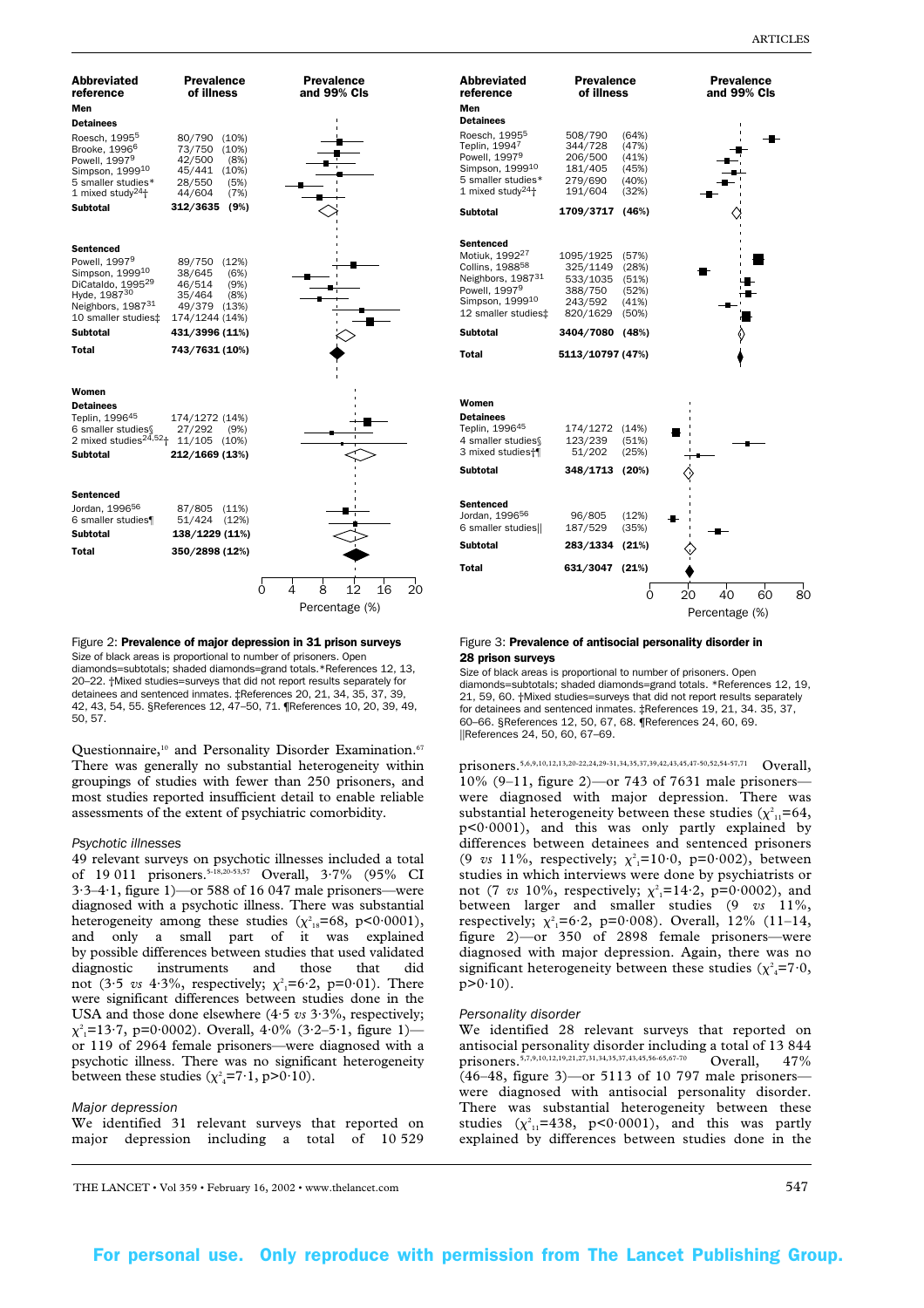| Abbreviated reference | Prevalence of illness |
|---|---|
| **Men** | |
| **Detainees** | |
| Roesch, 1995[5] | 80/790 (10%) |
| Brooke, 1996[6] | 73/750 (10%) |
| Powell, 1997[9] | 42/500 (8%) |
| Simpson, 1999[10] | 45/441 (10%) |
| 5 smaller studies* | 28/550 (5%) |
| 1 mixed study[24]† | 44/604 (7%) |
| **Subtotal** | **312/3635 (9%)** |
| **Sentenced** | |
| Powell, 1997[9] | 89/750 (12%) |
| Simpson, 1999[10] | 38/645 (6%) |
| DiCataldo, 1995[29] | 46/514 (9%) |
| Hyde, 1987[30] | 35/464 (8%) |
| Neighbors, 1987[31] | 49/379 (13%) |
| 10 smaller studies‡ | 174/1244 (14%) |
| **Subtotal** | **431/3996 (11%)** |
| **Total** | **743/7631 (10%)** |
| **Women** | |
| **Detainees** | |
| Teplin, 1996[45] | 174/1272 (14%) |
| 6 smaller studies§ | 27/292 (9%) |
| 2 mixed studies[24,52]† | 11/105 (10%) |
| **Subtotal** | **212/1669 (13%)** |
| **Sentenced** | |
| Jordan, 1996[56] | 87/805 (11%) |
| 6 smaller studies¶ | 51/424 (12%) |
| **Subtotal** | **138/1229 (11%)** |
| **Total** | **350/2898 (12%)** |

Figure 2: **Prevalence of major depression in 31 prison surveys**
Size of black areas is proportional to number of prisoners. Open diamonds=subtotals; shaded diamonds=grand totals.*References 12, 13, 20–22. †Mixed studies=surveys that did not report results separately for detainees and sentenced inmates. ‡References 20, 21, 34, 35, 37, 39, 42, 43, 54, 55. §References 12, 47–50, 71. ¶References 10, 20, 39, 49, 50, 57.

| Abbreviated reference | Prevalence of illness |
|---|---|
| **Men** | |
| **Detainees** | |
| Roesch, 1995[5] | 508/790 (64%) |
| Teplin, 1994[7] | 344/728 (47%) |
| Powell, 1997[9] | 206/500 (41%) |
| Simpson, 1999[10] | 181/405 (45%) |
| 5 smaller studies* | 279/690 (40%) |
| 1 mixed study[24]† | 191/604 (32%) |
| **Subtotal** | **1709/3717 (46%)** |
| **Sentenced** | |
| Motiuk, 1992[27] | 1095/1925 (57%) |
| Collins, 1988[58] | 325/1149 (28%) |
| Neighbors, 1987[31] | 533/1035 (51%) |
| Powell, 1997[9] | 388/750 (52%) |
| Simpson, 1999[10] | 243/592 (41%) |
| 12 smaller studies‡ | 820/1629 (50%) |
| **Subtotal** | **3404/7080 (48%)** |
| **Total** | **5113/10797 (47%)** |
| **Women** | |
| **Detainees** | |
| Teplin, 1996[45] | 174/1272 (14%) |
| 4 smaller studies§ | 123/239 (51%) |
| 3 mixed studies†¶ | 51/202 (25%) |
| **Subtotal** | **348/1713 (20%)** |
| **Sentenced** | |
| Jordan, 1996[56] | 96/805 (12%) |
| 6 smaller studies‖ | 187/529 (35%) |
| **Subtotal** | **283/1334 (21%)** |
| **Total** | **631/3047 (21%)** |

Figure 3: **Prevalence of antisocial personality disorder in 28 prison surveys**
Size of black areas is proportional to number of prisoners. Open diamonds=subtotals; shaded diamonds=grand totals. *References 12, 19, 21, 59, 60. †Mixed studies=surveys that did not report results separately for detainees and sentenced inmates. ‡References 19, 21, 34, 35, 37, 60–66. §References 12, 50, 67, 68. ¶References 24, 60, 69. ‖References 24, 50, 60, 67–69.

Questionnaire,[10] and Personality Disorder Examination.[67] There was generally no substantial heterogeneity within groupings of studies with fewer than 250 prisoners, and most studies reported insufficient detail to enable reliable assessments of the extent of psychiatric comorbidity.

*Psychotic illnesses*

49 relevant surveys on psychotic illnesses included a total of 19 011 prisoners.[5–18,20–53,57] Overall, 3·7% (95% CI 3·3–4·1, figure 1)—or 588 of 16 047 male prisoners—were diagnosed with a psychotic illness. There was substantial heterogeneity among these studies ($\chi^2_{18}$=68, p<0·0001), and only a small part of it was explained by possible differences between studies that used validated diagnostic instruments and those that did not (3·5 *vs* 4·3%, respectively; $\chi^2_1$=6·2, p=0·01). There were significant differences between studies done in the USA and those done elsewhere (4·5 *vs* 3·3%, respectively; $\chi^2_1$=13·7, p=0·0002). Overall, 4·0% (3·2–5·1, figure 1)—or 119 of 2964 female prisoners—were diagnosed with a psychotic illness. There was no significant heterogeneity between these studies ($\chi^2_4$=7·1, p>0·10).

*Major depression*

We identified 31 relevant surveys that reported on major depression including a total of 10 529 prisoners.[5,6,9,10,12,13,20–22,24,29–31,34,35,37,39,42,43,45,47–50,52,54–57,71] Overall, 10% (9–11, figure 2)—or 743 of 7631 male prisoners—were diagnosed with major depression. There was substantial heterogeneity between these studies ($\chi^2_{11}$=64, p<0·0001), and this was only partly explained by differences between detainees and sentenced prisoners (9 *vs* 11%, respectively; $\chi^2_1$=10·0, p=0·002), between studies in which interviews were done by psychiatrists or not (7 *vs* 10%, respectively; $\chi^2_1$=14·2, p=0·0002), and between larger and smaller studies (9 *vs* 11%, respectively; $\chi^2_1$=6·2, p=0·008). Overall, 12% (11–14, figure 2)—or 350 of 2898 female prisoners—were diagnosed with major depression. Again, there was no significant heterogeneity between these studies ($\chi^2_4$=7·0, p>0·10).

*Personality disorder*

We identified 28 relevant surveys that reported on antisocial personality disorder including a total of 13 844 prisoners.[5,7,9,10,12,19,21,27,31,34,35,37,43,45,56–65,67–70] Overall, 47% (46–48, figure 3)—or 5113 of 10 797 male prisoners—were diagnosed with antisocial personality disorder. There was substantial heterogeneity between these studies ($\chi^2_{11}$=438, p<0·0001), and this was partly explained by differences between studies done in the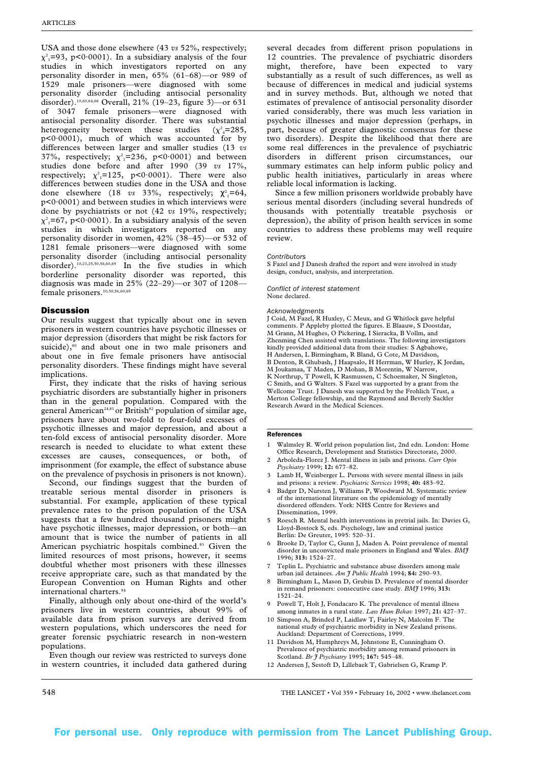USA and those done elsewhere (43 *vs* 52%, respectively; $\chi^2_1$=93, p<0·0001). In a subsidiary analysis of the four studies in which investigators reported on any personality disorder in men, 65% (61–68)—or 989 of 1529 male prisoners—were diagnosed with some personality disorder (including antisocial personality disorder).[10,60,64,66] Overall, 21% (19–23, figure 3)—or 631 of 3047 female prisoners—were diagnosed with antisocial personality disorder. There was substantial heterogeneity between these studies ($\chi^2_4$=285, p<0·0001), much of which was accounted for by differences between larger and smaller studies (13 *vs* 37%, respectively; $\chi^2_1$=236, p<0·0001) and between studies done before and after 1990 (39 *vs* 17%, respectively; $\chi^2_1$=125, p<0·0001). There were also differences between studies done in the USA and those done elsewhere (18 *vs* 33%, respectively; $\chi^2_1$=64, p<0·0001) and between studies in which interviews were done by psychiatrists or not (42 *vs* 19%, respectively; $\chi^2_1$=67, p<0·0001). In a subsidiary analysis of the seven studies in which investigators reported on any personality disorder in women, 42% (38–45)—or 532 of 1281 female prisoners—were diagnosed with some personality disorder (including antisocial personality disorder).[10,23,25,50,56,60,69] In the five studies in which borderline personality disorder was reported, this diagnosis was made in 25% (22–29)—or 307 of 1208—female prisoners.[10,50,56,60,69]

## Discussion

Our results suggest that typically about one in seven prisoners in western countries have psychotic illnesses or major depression (disorders that might be risk factors for suicide),[80] and about one in two male prisoners and about one in five female prisoners have antisocial personality disorders. These findings might have several implications.

First, they indicate that the risks of having serious psychiatric disorders are substantially higher in prisoners than in the general population. Compared with the general American[24,81] or British[82] population of similar age, prisoners have about two-fold to four-fold excesses of psychotic illnesses and major depression, and about a ten-fold excess of antisocial personality disorder. More research is needed to elucidate to what extent these excesses are causes, consequences, or both, of imprisonment (for example, the effect of substance abuse on the prevalence of psychosis in prisoners is not known).

Second, our findings suggest that the burden of treatable serious mental disorder in prisoners is substantial. For example, application of these typical prevalence rates to the prison population of the USA suggests that a few hundred thousand prisoners might have psychotic illnesses, major depression, or both—an amount that is twice the number of patients in all American psychiatric hospitals combined.[83] Given the limited resources of most prisons, however, it seems doubtful whether most prisoners with these illnesses receive appropriate care, such as that mandated by the European Convention on Human Rights and other international charters.[84]

Finally, although only about one-third of the world's prisoners live in western countries, about 99% of available data from prison surveys are derived from western populations, which underscores the need for greater forensic psychiatric research in non-western populations.

Even though our review was restricted to surveys done in western countries, it included data gathered during several decades from different prison populations in 12 countries. The prevalence of psychiatric disorders might, therefore, have been expected to vary substantially as a result of such differences, as well as because of differences in medical and judicial systems and in survey methods. But, although we noted that estimates of prevalence of antisocial personality disorder varied considerably, there was much less variation in psychotic illnesses and major depression (perhaps, in part, because of greater diagnostic consensus for these two disorders). Despite the likelihood that there are some real differences in the prevalence of psychiatric disorders in different prison circumstances, our summary estimates can help inform public policy and public health initiatives, particularly in areas where reliable local information is lacking.

Since a few million prisoners worldwide probably have serious mental disorders (including several hundreds of thousands with potentially treatable psychosis or depression), the ability of prison health services in some countries to address these problems may well require review.

*Contributors*

S Fazel and J Danesh drafted the report and were involved in study design, conduct, analysis, and interpretation.

*Conflict of interest statement*

None declared.

*Acknowledgments*

J Coid, M Fazel, R Huxley, C Meux, and G Whitlock gave helpful comments. P Appleby plotted the figures. E Blaauw, S Doostdar, M Grann, M Hughes, O Pickering, I Sieracka, B Vollm, and Zhenming Chen assisted with translations. The following investigators kindly provided additional data from their studies: S Agbahowe, H Andersen, L Birmingham, R Bland, G Cote, M Davidson, B Denton, R Ghubash, J Haapsalo, H Herrman, W Hurley, K Jordan, M Joukamaa, T Maden, D Mohan, B Morentin, W Narrow, K Northrup, T Powell, K Rasmussen, C Schoemaker, N Singleton, C Smith, and G Walters. S Fazel was supported by a grant from the Wellcome Trust. J Danesh was supported by the Frohlich Trust, a Merton College fellowship, and the Raymond and Beverly Sackler Research Award in the Medical Sciences.

### References

1. Walmsley R. World prison population list, 2nd edn. London: Home Office Research, Development and Statistics Directorate, 2000.
2. Arboleda-Florez J. Mental illness in jails and prisons. *Curr Opin Psychiatry* 1999; **12:** 677–82.
3. Lamb H, Weinberger L. Persons with severe mental illness in jails and prisons: a review. *Psychiatric Services* 1998; **40:** 483–92.
4. Badger D, Nursten J, Williams P, Woodward M. Systematic review of the international literature on the epidemiology of mentally disordered offenders. York: NHS Centre for Reviews and Dissemination, 1999.
5. Roesch R. Mental health interventions in pretrial jails. In: Davies G, Lloyd-Bostock S, eds. Psychology, law and criminal justice Berlin: De Greuter, 1995: 520–31.
6. Brooke D, Taylor C, Gunn J, Maden A. Point prevalence of mental disorder in unconvicted male prisoners in England and Wales. *BMJ* 1996; **313:** 1524–27.
7. Teplin L. Psychiatric and substance abuse disorders among male urban jail detainees. *Am J Public Health* 1994; **84:** 290–93.
8. Birmingham L, Mason D, Grubin D. Prevalence of mental disorder in remand prisoners: consecutive case study. *BMJ* 1996; **313:** 1521–24.
9. Powell T, Holt J, Fondacaro K. The prevalence of mental illness among inmates in a rural state. *Law Hum Behav* 1997; **21:** 427–37.
10. Simpson A, Brinded P, Laidlaw T, Fairley N, Malcolm F. The national study of psychiatric morbidity in New Zealand prisons. Auckland: Department of Corrections, 1999.
11. Davidson M, Humphreys M, Johnstone E, Cunningham O. Prevalence of psychiatric morbidity among remand prisoners in Scotland. *Br J Psychiatry* 1995; **167:** 545–48.
12. Andersen J, Sestoft D, Lillebaek T, Gabrielsen G, Kramp P.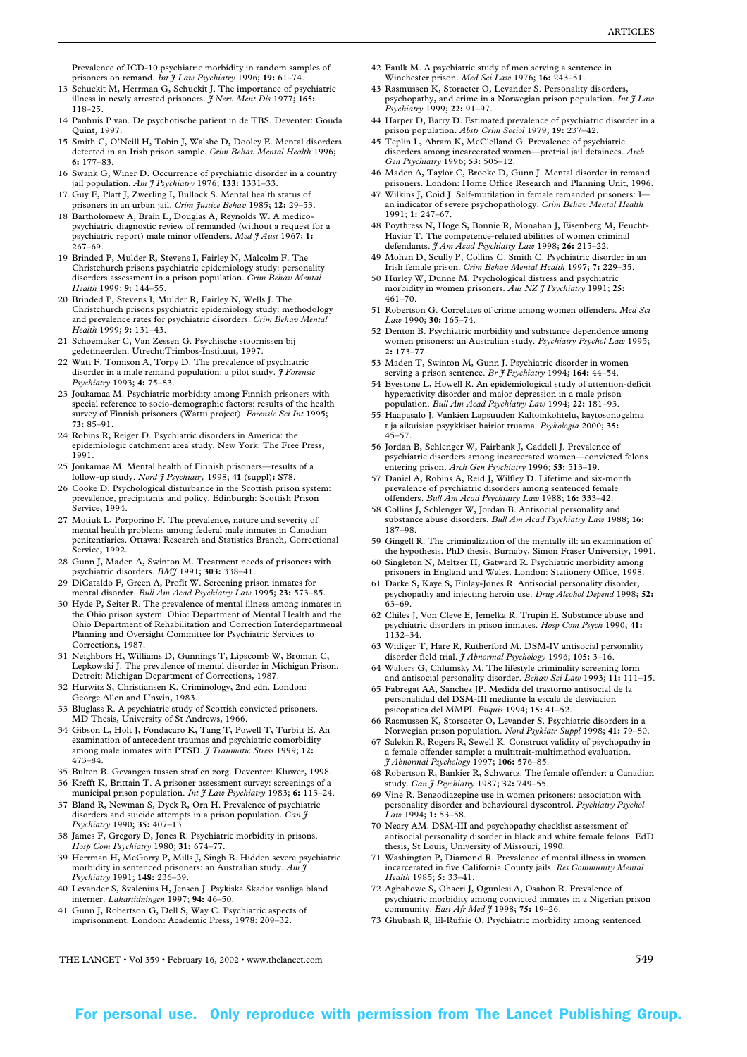Prevalence of ICD-10 psychiatric morbidity in random samples of prisoners on remand. *Int J Law Psychiatry* 1996; **19:** 61–74.

13 Schuckit M, Herrman G, Schuckit J. The importance of psychiatric illness in newly arrested prisoners. *J Nerv Ment Dis* 1977; **165:** 118–25.

14 Panhuis P van. De psychotische patient in de TBS. Deventer: Gouda Quint, 1997.

15 Smith C, O'Neill H, Tobin J, Walshe D, Dooley E. Mental disorders detected in an Irish prison sample. *Crim Behav Mental Health* 1996; **6:** 177–83.

16 Swank G, Winer D. Occurrence of psychiatric disorder in a country jail population. *Am J Psychiatry* 1976; **133:** 1331–33.

17 Guy E, Platt J, Zwerling I, Bullock S. Mental health status of prisoners in an urban jail. *Crim Justice Behav* 1985; **12:** 29–53.

18 Bartholomew A, Brain L, Douglas A, Reynolds W. A medico-psychiatric diagnostic review of remanded (without a request for a psychiatric report) male minor offenders. *Med J Aust* 1967; **1:** 267–69.

19 Brinded P, Mulder R, Stevens I, Fairley N, Malcolm F. The Christchurch prisons psychiatric epidemiology study: personality disorders assessment in a prison population. *Crim Behav Mental Health* 1999; **9:** 144–55.

20 Brinded P, Stevens I, Mulder R, Fairley N, Wells J. The Christchurch prisons psychiatric epidemiology study: methodology and prevalence rates for psychiatric disorders. *Crim Behav Mental Health* 1999; **9:** 131–43.

21 Schoemaker C, Van Zessen G. Psychische stoornissen bij gedetineerden. Utrecht:Trimbos-Instituut, 1997.

22 Watt F, Tomison A, Torpy D. The prevalence of psychiatric disorder in a male remand population: a pilot study. *J Forensic Psychiatry* 1993; **4:** 75–83.

23 Joukamaa M. Psychiatric morbidity among Finnish prisoners with special reference to socio-demographic factors: results of the health survey of Finnish prisoners (Wattu project). *Forensic Sci Int* 1995; **73:** 85–91.

24 Robins R, Reiger D. Psychiatric disorders in America: the epidemiologic catchment area study. New York: The Free Press, 1991.

25 Joukamaa M. Mental health of Finnish prisoners—results of a follow-up study. *Nord J Psychiatry* 1998; **41** (suppl)**:** S78.

26 Cooke D. Psychological disturbance in the Scottish prison system: prevalence, precipitants and policy. Edinburgh: Scottish Prison Service, 1994.

27 Motiuk L, Porporino F. The prevalence, nature and severity of mental health problems among federal male inmates in Canadian penitentiaries. Ottawa: Research and Statistics Branch, Correctional Service, 1992.

28 Gunn J, Maden A, Swinton M. Treatment needs of prisoners with psychiatric disorders. *BMJ* 1991; **303:** 338–41.

29 DiCataldo F, Green A, Profit W. Screening prison inmates for mental disorder. *Bull Am Acad Psychiatry Law* 1995; **23:** 573–85.

30 Hyde P, Seiter R. The prevalence of mental illness among inmates in the Ohio prison system. Ohio: Department of Mental Health and the Ohio Department of Rehabilitation and Correction Interdepartmenal Planning and Oversight Committee for Psychiatric Services to Corrections, 1987.

31 Neighbors H, Williams D, Gunnings T, Lipscomb W, Broman C, Lepkowski J. The prevalence of mental disorder in Michigan Prison. Detroit: Michigan Department of Corrections, 1987.

32 Hurwitz S, Christiansen K. Criminology, 2nd edn. London: George Allen and Unwin, 1983.

33 Bluglass R. A psychiatric study of Scottish convicted prisoners. MD Thesis, University of St Andrews, 1966.

34 Gibson L, Holt J, Fondacaro K, Tang T, Powell T, Turbitt E. An examination of antecedent traumas and psychiatric comorbidity among male inmates with PTSD. *J Traumatic Stress* 1999; **12:** 473–84.

35 Bulten B. Gevangen tussen straf en zorg. Deventer: Kluwer, 1998.

36 Krefft K, Brittain T. A prisoner assessment survey: screenings of a municipal prison population. *Int J Law Psychiatry* 1983; **6:** 113–24.

37 Bland R, Newman S, Dyck R, Orn H. Prevalence of psychiatric disorders and suicide attempts in a prison population. *Can J Psychiatry* 1990; **35:** 407–13.

38 James F, Gregory D, Jones R. Psychiatric morbidity in prisons. *Hosp Com Psychiatry* 1980; **31:** 674–77.

39 Herrman H, McGorry P, Mills J, Singh B. Hidden severe psychiatric morbidity in sentenced prisoners: an Australian study. *Am J Psychiatry* 1991; **148:** 236–39.

40 Levander S, Svalenius H, Jensen J. Psykiska Skador vanliga bland interner. *Lakartidningen* 1997; **94:** 46–50.

41 Gunn J, Robertson G, Dell S, Way C. Psychiatric aspects of imprisonment. London: Academic Press, 1978: 209–32.

42 Faulk M. A psychiatric study of men serving a sentence in Winchester prison. *Med Sci Law* 1976; **16:** 243–51.

43 Rasmussen K, Storaeter O, Levander S. Personality disorders, psychopathy, and crime in a Norwegian prison population. *Int J Law Psychiatry* 1999; **22:** 91–97.

44 Harper D, Barry D. Estimated prevalence of psychiatric disorder in a prison population. *Abstr Crim Sociol* 1979; **19:** 237–42.

45 Teplin L, Abram K, McClelland G. Prevalence of psychiatric disorders among incarcerated women—pretrial jail detainees. *Arch Gen Psychiatry* 1996; **53:** 505–12.

46 Maden A, Taylor C, Brooke D, Gunn J. Mental disorder in remand prisoners. London: Home Office Research and Planning Unit, 1996.

47 Wilkins J, Coid J. Self-mutilation in female remanded prisoners: I—an indicator of severe psychopathology. *Crim Behav Mental Health* 1991; **1:** 247–67.

48 Poythress N, Hoge S, Bonnie R, Monahan J, Eisenberg M, Feucht-Haviar T. The competence-related abilities of women criminal defendants. *J Am Acad Psychiatry Law* 1998; **26:** 215–22.

49 Mohan D, Scully P, Collins C, Smith C. Psychiatric disorder in an Irish female prison. *Crim Behav Mental Health* 1997; **7:** 229–35.

50 Hurley W, Dunne M. Psychological distress and psychiatric morbidity in women prisoners. *Aus NZ J Psychiatry* 1991; **25:** 461–70.

51 Robertson G. Correlates of crime among women offenders. *Med Sci Law* 1990; **30:** 165–74.

52 Denton B. Psychiatric morbidity and substance dependence among women prisoners: an Australian study. *Psychiatry Psychol Law* 1995; **2:** 173–77.

53 Maden T, Swinton M, Gunn J. Psychiatric disorder in women serving a prison sentence. *Br J Psychiatry* 1994; **164:** 44–54.

54 Eyestone L, Howell R. An epidemiological study of attention-deficit hyperactivity disorder and major depression in a male prison population. *Bull Am Acad Psychiatry Law* 1994; **22:** 181–93.

55 Haapasalo J. Vankien Lapsuuden Kaltoinkohtelu, kaytosonogelma t ja aikuisian psyykkiset hairiot truama. *Psykologia* 2000; **35:** 45–57.

56 Jordan B, Schlenger W, Fairbank J, Caddell J. Prevalence of psychiatric disorders among incarcerated women—convicted felons entering prison. *Arch Gen Psychiatry* 1996; **53:** 513–19.

57 Daniel A, Robins A, Reid J, Wilfley D. Lifetime and six-month prevalence of psychiatric disorders among sentenced female offenders. *Bull Am Acad Psychiatry Law* 1988; **16:** 333–42.

58 Collins J, Schlenger W, Jordan B. Antisocial personality and substance abuse disorders. *Bull Am Acad Psychiatry Law* 1988; **16:** 187–98.

59 Gingell R. The criminalization of the mentally ill: an examination of the hypothesis. PhD thesis, Burnaby, Simon Fraser University, 1991.

60 Singleton N, Meltzer H, Gatward R. Psychiatric morbidity among prisoners in England and Wales. London: Stationery Office, 1998.

61 Darke S, Kaye S, Finlay-Jones R. Antisocial personality disorder, psychopathy and injecting heroin use. *Drug Alcohol Depend* 1998; **52:** 63–69.

62 Chiles J, Von Cleve E, Jemelka R, Trupin E. Substance abuse and psychiatric disorders in prison inmates. *Hosp Com Psych* 1990; **41:** 1132–34.

63 Widiger T, Hare R, Rutherford M. DSM-IV antisocial personality disorder field trial. *J Abnormal Psychology* 1996; **105:** 3–16.

64 Walters G, Chlumsky M. The lifestyle criminality screening form and antisocial personality disorder. *Behav Sci Law* 1993; **11:** 111–15.

65 Fabregat AA, Sanchez JP. Medida del trastorno antisocial de la personalidad del DSM-III mediante la escala de desviacion psicopatica del MMPI. *Psiquis* 1994; **15:** 41–52.

66 Rasmussen K, Storsaeter O, Levander S. Psychiatric disorders in a Norwegian prison population. *Nord Psykiatr Suppl* 1998; **41:** 79–80.

67 Salekin R, Rogers R, Sewell K. Construct validity of psychopathy in a female offender sample: a multitrait-multimethod evaluation. *J Abnormal Psychology* 1997; **106:** 576–85.

68 Robertson R, Bankier R, Schwartz. The female offender: a Canadian study. *Can J Psychiatry* 1987; **32:** 749–55.

69 Vine R. Benzodiazepine use in women prisoners: association with personality disorder and behavioural dyscontrol. *Psychiatry Psychol Law* 1994; **1:** 53–58.

70 Neary AM. DSM-III and psychopathy checklist assessment of antisocial personality disorder in black and white female felons. EdD thesis, St Louis, University of Missouri, 1990.

71 Washington P, Diamond R. Prevalence of mental illness in women incarcerated in five California County jails. *Res Community Mental Health* 1985; **5:** 33–41.

72 Agbahowe S, Ohaeri J, Ogunlesi A, Osahon R. Prevalence of psychiatric morbidity among convicted inmates in a Nigerian prison community. *East Afr Med J* 1998; **75:** 19–26.

73 Ghubash R, El-Rufaie O. Psychiatric morbidity among sentenced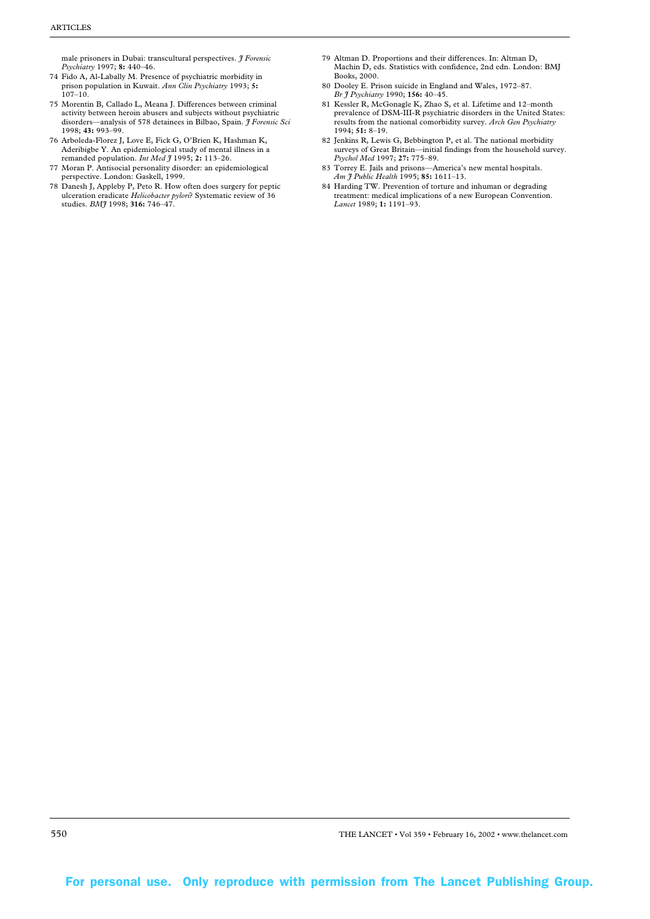male prisoners in Dubai: transcultural perspectives. *J Forensic Psychiatry* 1997; **8:** 440–46.

74 Fido A, Al-Labally M. Presence of psychiatric morbidity in prison population in Kuwait. *Ann Clin Psychiatry* 1993; **5:** 107–10.

75 Morentin B, Callado L, Meana J. Differences between criminal activity between heroin abusers and subjects without psychiatric disorders—analysis of 578 detainees in Bilbao, Spain. *J Forensic Sci* 1998; **43:** 993–99.

76 Arboleda-Florez J, Love E, Fick G, O'Brien K, Hashman K, Aderibigbe Y. An epidemiological study of mental illness in a remanded population. *Int Med J* 1995; **2:** 113–26.

77 Moran P. Antisocial personality disorder: an epidemiological perspective. London: Gaskell, 1999.

78 Danesh J, Appleby P, Peto R. How often does surgery for peptic ulceration eradicate *Helicobacter pylori*? Systematic review of 36 studies. *BMJ* 1998; **316:** 746–47.

79 Altman D. Proportions and their differences. In: Altman D, Machin D, eds. Statistics with confidence, 2nd edn. London: BMJ Books, 2000.

80 Dooley E. Prison suicide in England and Wales, 1972–87. *Br J Psychiatry* 1990; **156:** 40–45.

81 Kessler R, McGonagle K, Zhao S, et al. Lifetime and 12-month prevalence of DSM-III-R psychiatric disorders in the United States: results from the national comorbidity survey. *Arch Gen Psychiatry* 1994; **51:** 8–19.

82 Jenkins R, Lewis G, Bebbington P, et al. The national morbidity surveys of Great Britain—initial findings from the household survey. *Psychol Med* 1997; **27:** 775–89.

83 Torrey E. Jails and prisons—America's new mental hospitals. *Am J Public Health* 1995; **85:** 1611–13.

84 Harding TW. Prevention of torture and inhuman or degrading treatment: medical implications of a new European Convention. *Lancet* 1989; **1:** 1191–93.

For personal use. Only reproduce with permission from The Lancet Publishing Group.